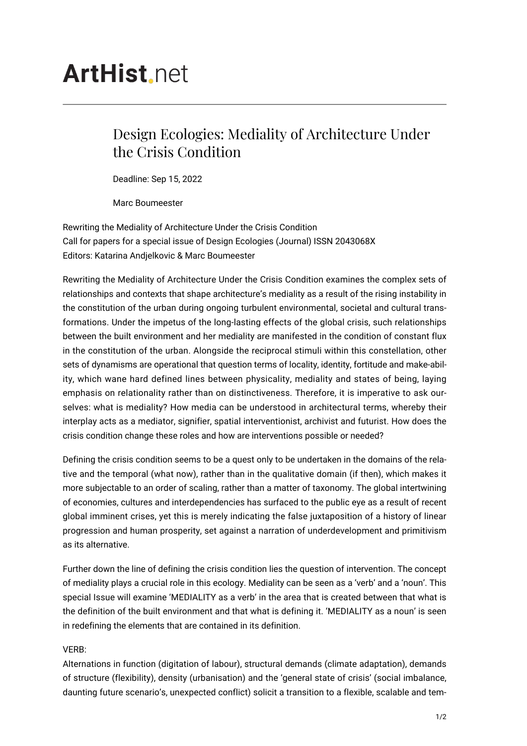# ArtHist.net

## Design Ecologies: Mediality of Architecture Under the Crisis Condition

Deadline: Sep 15, 2022

Marc Boumeester

Rewriting the Mediality of Architecture Under the Crisis Condition
Call for papers for a special issue of Design Ecologies (Journal) ISSN 2043068X
Editors: Katarina Andjelkovic & Marc Boumeester

Rewriting the Mediality of Architecture Under the Crisis Condition examines the complex sets of relationships and contexts that shape architecture's mediality as a result of the rising instability in the constitution of the urban during ongoing turbulent environmental, societal and cultural transformations. Under the impetus of the long-lasting effects of the global crisis, such relationships between the built environment and her mediality are manifested in the condition of constant flux in the constitution of the urban. Alongside the reciprocal stimuli within this constellation, other sets of dynamisms are operational that question terms of locality, identity, fortitude and make-ability, which wane hard defined lines between physicality, mediality and states of being, laying emphasis on relationality rather than on distinctiveness. Therefore, it is imperative to ask ourselves: what is mediality? How media can be understood in architectural terms, whereby their interplay acts as a mediator, signifier, spatial interventionist, archivist and futurist. How does the crisis condition change these roles and how are interventions possible or needed?

Defining the crisis condition seems to be a quest only to be undertaken in the domains of the relative and the temporal (what now), rather than in the qualitative domain (if then), which makes it more subjectable to an order of scaling, rather than a matter of taxonomy. The global intertwining of economies, cultures and interdependencies has surfaced to the public eye as a result of recent global imminent crises, yet this is merely indicating the false juxtaposition of a history of linear progression and human prosperity, set against a narration of underdevelopment and primitivism as its alternative.

Further down the line of defining the crisis condition lies the question of intervention. The concept of mediality plays a crucial role in this ecology. Mediality can be seen as a 'verb' and a 'noun'. This special Issue will examine 'MEDIALITY as a verb' in the area that is created between that what is the definition of the built environment and that what is defining it. 'MEDIALITY as a noun' is seen in redefining the elements that are contained in its definition.

VERB:
Alternations in function (digitation of labour), structural demands (climate adaptation), demands of structure (flexibility), density (urbanisation) and the 'general state of crisis' (social imbalance, daunting future scenario's, unexpected conflict) solicit a transition to a flexible, scalable and tem-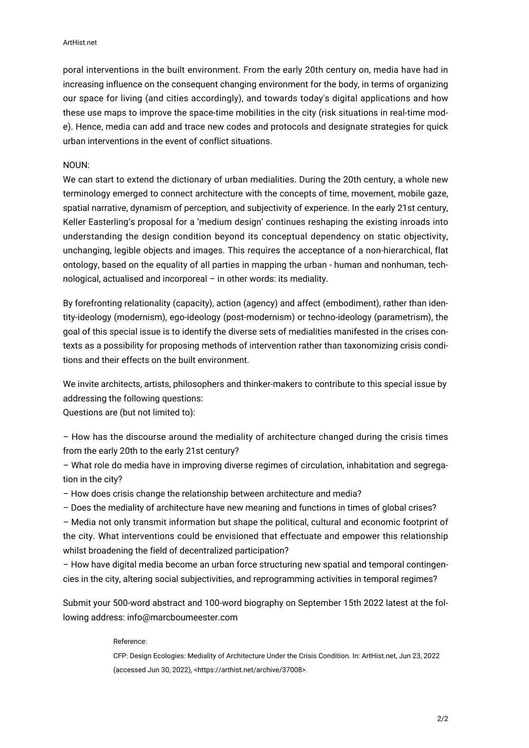poral interventions in the built environment. From the early 20th century on, media have had in increasing influence on the consequent changing environment for the body, in terms of organizing our space for living (and cities accordingly), and towards today's digital applications and how these use maps to improve the space-time mobilities in the city (risk situations in real-time mode). Hence, media can add and trace new codes and protocols and designate strategies for quick urban interventions in the event of conflict situations.

NOUN:

We can start to extend the dictionary of urban medialities. During the 20th century, a whole new terminology emerged to connect architecture with the concepts of time, movement, mobile gaze, spatial narrative, dynamism of perception, and subjectivity of experience. In the early 21st century, Keller Easterling's proposal for a 'medium design' continues reshaping the existing inroads into understanding the design condition beyond its conceptual dependency on static objectivity, unchanging, legible objects and images. This requires the acceptance of a non-hierarchical, flat ontology, based on the equality of all parties in mapping the urban - human and nonhuman, technological, actualised and incorporeal – in other words: its mediality.

By forefronting relationality (capacity), action (agency) and affect (embodiment), rather than identity-ideology (modernism), ego-ideology (post-modernism) or techno-ideology (parametrism), the goal of this special issue is to identify the diverse sets of medialities manifested in the crises contexts as a possibility for proposing methods of intervention rather than taxonomizing crisis conditions and their effects on the built environment.

We invite architects, artists, philosophers and thinker-makers to contribute to this special issue by addressing the following questions:
Questions are (but not limited to):

– How has the discourse around the mediality of architecture changed during the crisis times from the early 20th to the early 21st century?
– What role do media have in improving diverse regimes of circulation, inhabitation and segregation in the city?
– How does crisis change the relationship between architecture and media?
– Does the mediality of architecture have new meaning and functions in times of global crises?
– Media not only transmit information but shape the political, cultural and economic footprint of the city. What interventions could be envisioned that effectuate and empower this relationship whilst broadening the field of decentralized participation?
– How have digital media become an urban force structuring new spatial and temporal contingencies in the city, altering social subjectivities, and reprogramming activities in temporal regimes?

Submit your 500-word abstract and 100-word biography on September 15th 2022 latest at the following address: info@marcboumeester.com

Reference:
CFP: Design Ecologies: Mediality of Architecture Under the Crisis Condition. In: ArtHist.net, Jun 23, 2022 (accessed Jun 30, 2022), <https://arthist.net/archive/37008>.